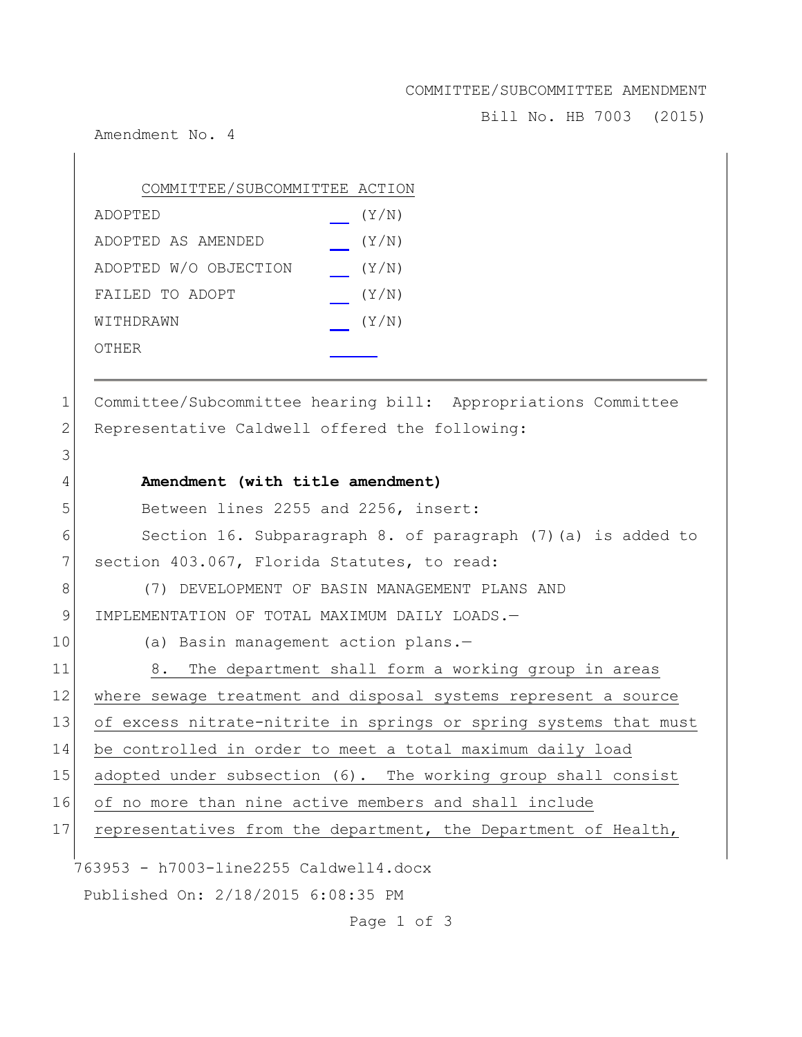COMMITTEE/SUBCOMMITTEE AMENDMENT

Bill No. HB 7003 (2015)

Amendment No. 4

| COMMITTEE/SUBCOMMITTEE ACTION | |
|---|---|
| ADOPTED | ___ (Y/N) |
| ADOPTED AS AMENDED | ___ (Y/N) |
| ADOPTED W/O OBJECTION | ___ (Y/N) |
| FAILED TO ADOPT | ___ (Y/N) |
| WITHDRAWN | ___ (Y/N) |
| OTHER | ___ |

---

1 Committee/Subcommittee hearing bill: Appropriations Committee
2 Representative Caldwell offered the following:
3
4 **Amendment (with title amendment)**
5 Between lines 2255 and 2256, insert:
6 Section 16. Subparagraph 8. of paragraph (7)(a) is added to
7 section 403.067, Florida Statutes, to read:
8 (7) DEVELOPMENT OF BASIN MANAGEMENT PLANS AND
9 IMPLEMENTATION OF TOTAL MAXIMUM DAILY LOADS.—
10 (a) Basin management action plans.—
11 8. The department shall form a working group in areas
12 where sewage treatment and disposal systems represent a source
13 of excess nitrate-nitrite in springs or spring systems that must
14 be controlled in order to meet a total maximum daily load
15 adopted under subsection (6). The working group shall consist
16 of no more than nine active members and shall include
17 representatives from the department, the Department of Health,

763953 - h7003-line2255 Caldwell4.docx

Published On: 2/18/2015 6:08:35 PM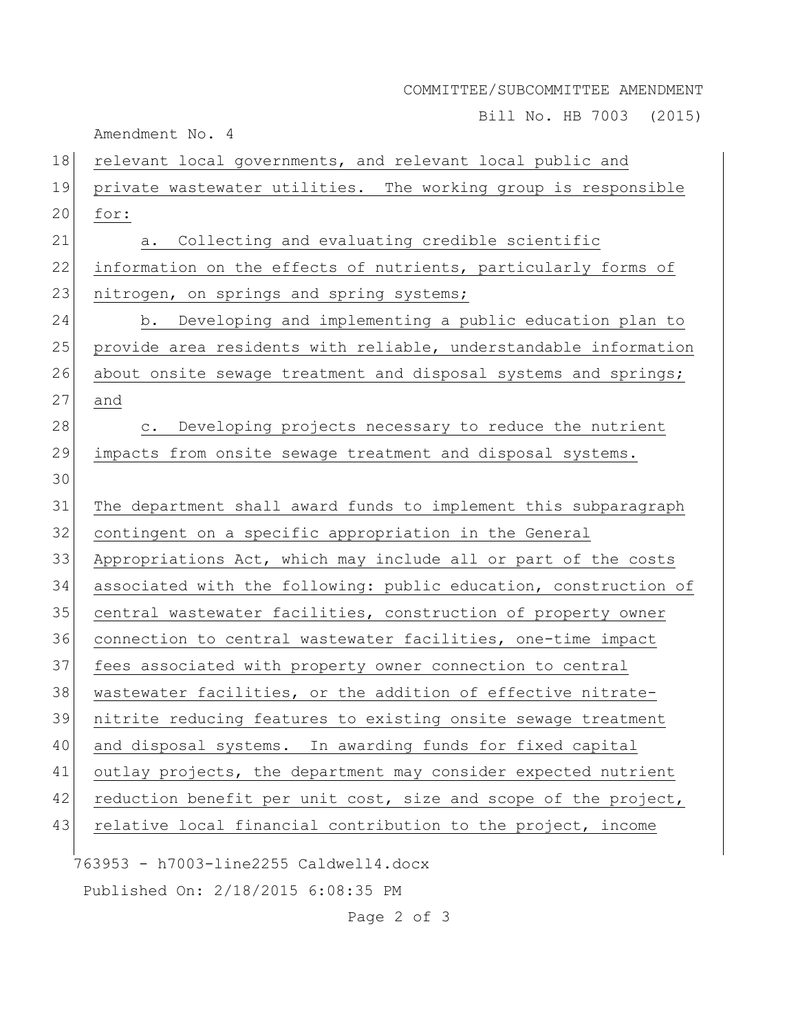relevant local governments, and relevant local public and private wastewater utilities. The working group is responsible for:

a. Collecting and evaluating credible scientific information on the effects of nutrients, particularly forms of nitrogen, on springs and spring systems;

b. Developing and implementing a public education plan to provide area residents with reliable, understandable information about onsite sewage treatment and disposal systems and springs; and

c. Developing projects necessary to reduce the nutrient impacts from onsite sewage treatment and disposal systems.

The department shall award funds to implement this subparagraph contingent on a specific appropriation in the General Appropriations Act, which may include all or part of the costs associated with the following: public education, construction of central wastewater facilities, construction of property owner connection to central wastewater facilities, one-time impact fees associated with property owner connection to central wastewater facilities, or the addition of effective nitrate-nitrite reducing features to existing onsite sewage treatment and disposal systems. In awarding funds for fixed capital outlay projects, the department may consider expected nutrient reduction benefit per unit cost, size and scope of the project, relative local financial contribution to the project, income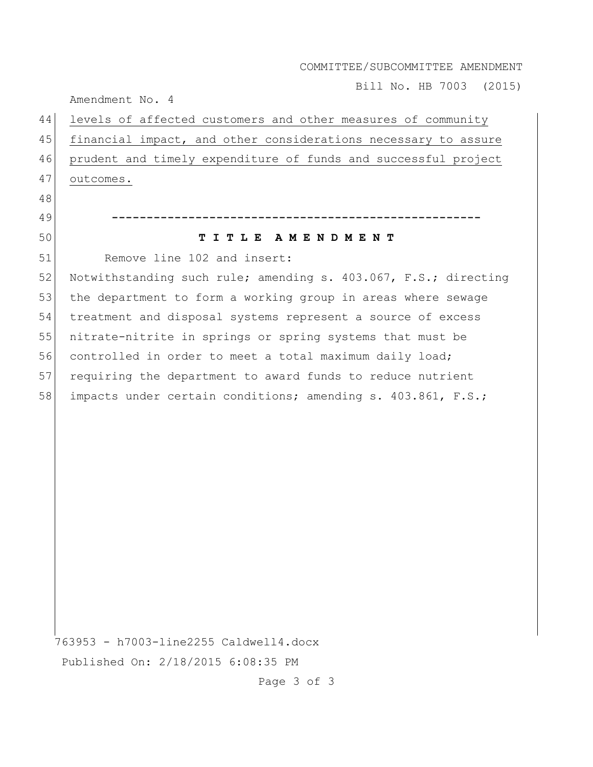levels of affected customers and other measures of community financial impact, and other considerations necessary to assure prudent and timely expenditure of funds and successful project outcomes.

-----------------------------------------------------

**T I T L E A M E N D M E N T**

Remove line 102 and insert:

Notwithstanding such rule; amending s. 403.067, F.S.; directing the department to form a working group in areas where sewage treatment and disposal systems represent a source of excess nitrate-nitrite in springs or spring systems that must be controlled in order to meet a total maximum daily load; requiring the department to award funds to reduce nutrient impacts under certain conditions; amending s. 403.861, F.S.;